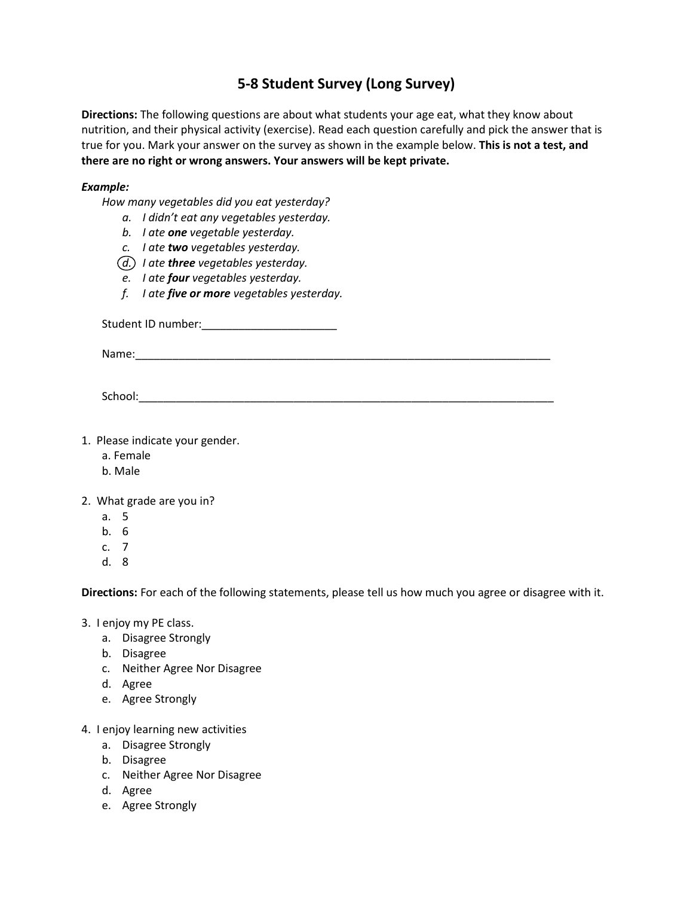# 5-8 Student Survey (Long Survey)

**Directions:** The following questions are about what students your age eat, what they know about nutrition, and their physical activity (exercise). Read each question carefully and pick the answer that is true for you. Mark your answer on the survey as shown in the example below. **This is not a test, and there are no right or wrong answers. Your answers will be kept private.**

***Example:***

*How many vegetables did you eat yesterday?*

- *a. I didn't eat any vegetables yesterday.*
- *b. I ate **one** vegetable yesterday.*
- *c. I ate **two** vegetables yesterday.*
- *(d.) I ate **three** vegetables yesterday.*
- *e. I ate **four** vegetables yesterday.*
- *f. I ate **five or more** vegetables yesterday.*

Student ID number:______________________

Name:______________________________________________________________________

School:_____________________________________________________________________

1. Please indicate your gender.
   - a. Female
   - b. Male

2. What grade are you in?
   - a. 5
   - b. 6
   - c. 7
   - d. 8

**Directions:** For each of the following statements, please tell us how much you agree or disagree with it.

3. I enjoy my PE class.
   - a. Disagree Strongly
   - b. Disagree
   - c. Neither Agree Nor Disagree
   - d. Agree
   - e. Agree Strongly

4. I enjoy learning new activities
   - a. Disagree Strongly
   - b. Disagree
   - c. Neither Agree Nor Disagree
   - d. Agree
   - e. Agree Strongly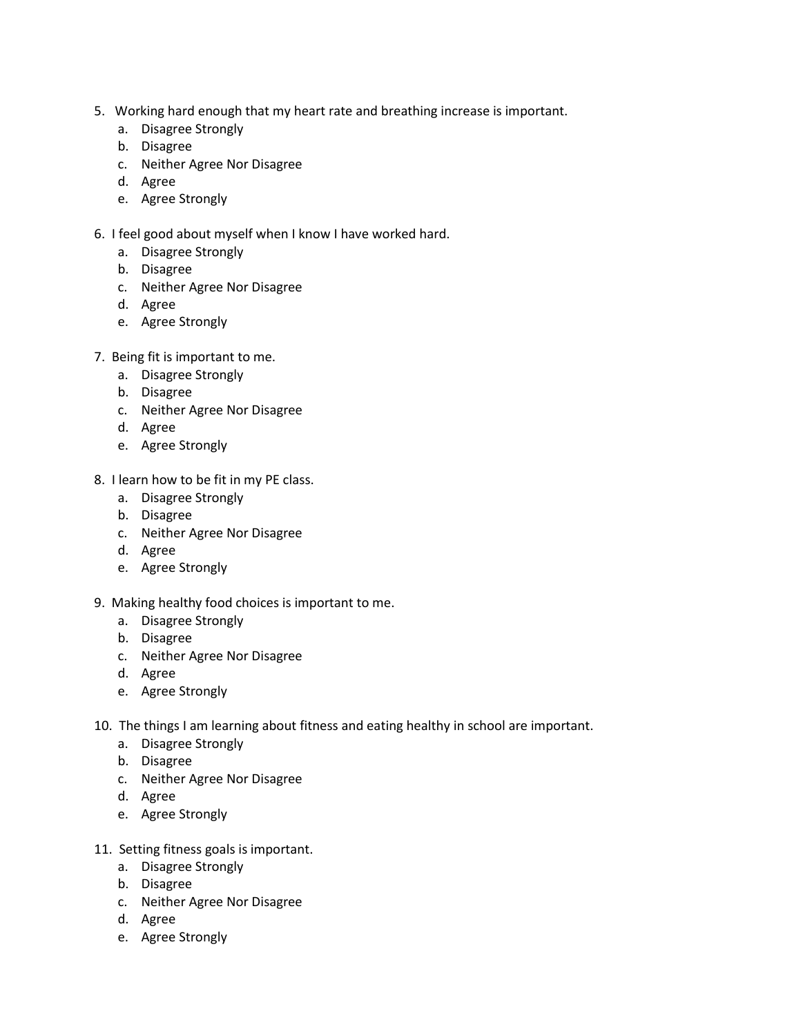5. Working hard enough that my heart rate and breathing increase is important.
    a. Disagree Strongly
    b. Disagree
    c. Neither Agree Nor Disagree
    d. Agree
    e. Agree Strongly

6. I feel good about myself when I know I have worked hard.
    a. Disagree Strongly
    b. Disagree
    c. Neither Agree Nor Disagree
    d. Agree
    e. Agree Strongly

7. Being fit is important to me.
    a. Disagree Strongly
    b. Disagree
    c. Neither Agree Nor Disagree
    d. Agree
    e. Agree Strongly

8. I learn how to be fit in my PE class.
    a. Disagree Strongly
    b. Disagree
    c. Neither Agree Nor Disagree
    d. Agree
    e. Agree Strongly

9. Making healthy food choices is important to me.
    a. Disagree Strongly
    b. Disagree
    c. Neither Agree Nor Disagree
    d. Agree
    e. Agree Strongly

10. The things I am learning about fitness and eating healthy in school are important.
    a. Disagree Strongly
    b. Disagree
    c. Neither Agree Nor Disagree
    d. Agree
    e. Agree Strongly

11. Setting fitness goals is important.
    a. Disagree Strongly
    b. Disagree
    c. Neither Agree Nor Disagree
    d. Agree
    e. Agree Strongly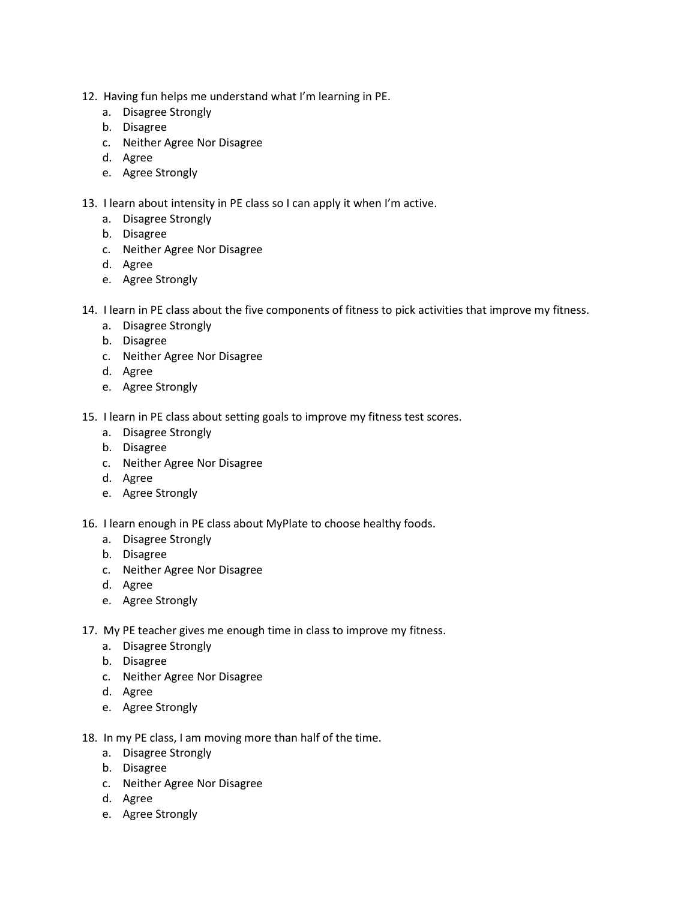12. Having fun helps me understand what I'm learning in PE.
    a. Disagree Strongly
    b. Disagree
    c. Neither Agree Nor Disagree
    d. Agree
    e. Agree Strongly

13. I learn about intensity in PE class so I can apply it when I'm active.
    a. Disagree Strongly
    b. Disagree
    c. Neither Agree Nor Disagree
    d. Agree
    e. Agree Strongly

14. I learn in PE class about the five components of fitness to pick activities that improve my fitness.
    a. Disagree Strongly
    b. Disagree
    c. Neither Agree Nor Disagree
    d. Agree
    e. Agree Strongly

15. I learn in PE class about setting goals to improve my fitness test scores.
    a. Disagree Strongly
    b. Disagree
    c. Neither Agree Nor Disagree
    d. Agree
    e. Agree Strongly

16. I learn enough in PE class about MyPlate to choose healthy foods.
    a. Disagree Strongly
    b. Disagree
    c. Neither Agree Nor Disagree
    d. Agree
    e. Agree Strongly

17. My PE teacher gives me enough time in class to improve my fitness.
    a. Disagree Strongly
    b. Disagree
    c. Neither Agree Nor Disagree
    d. Agree
    e. Agree Strongly

18. In my PE class, I am moving more than half of the time.
    a. Disagree Strongly
    b. Disagree
    c. Neither Agree Nor Disagree
    d. Agree
    e. Agree Strongly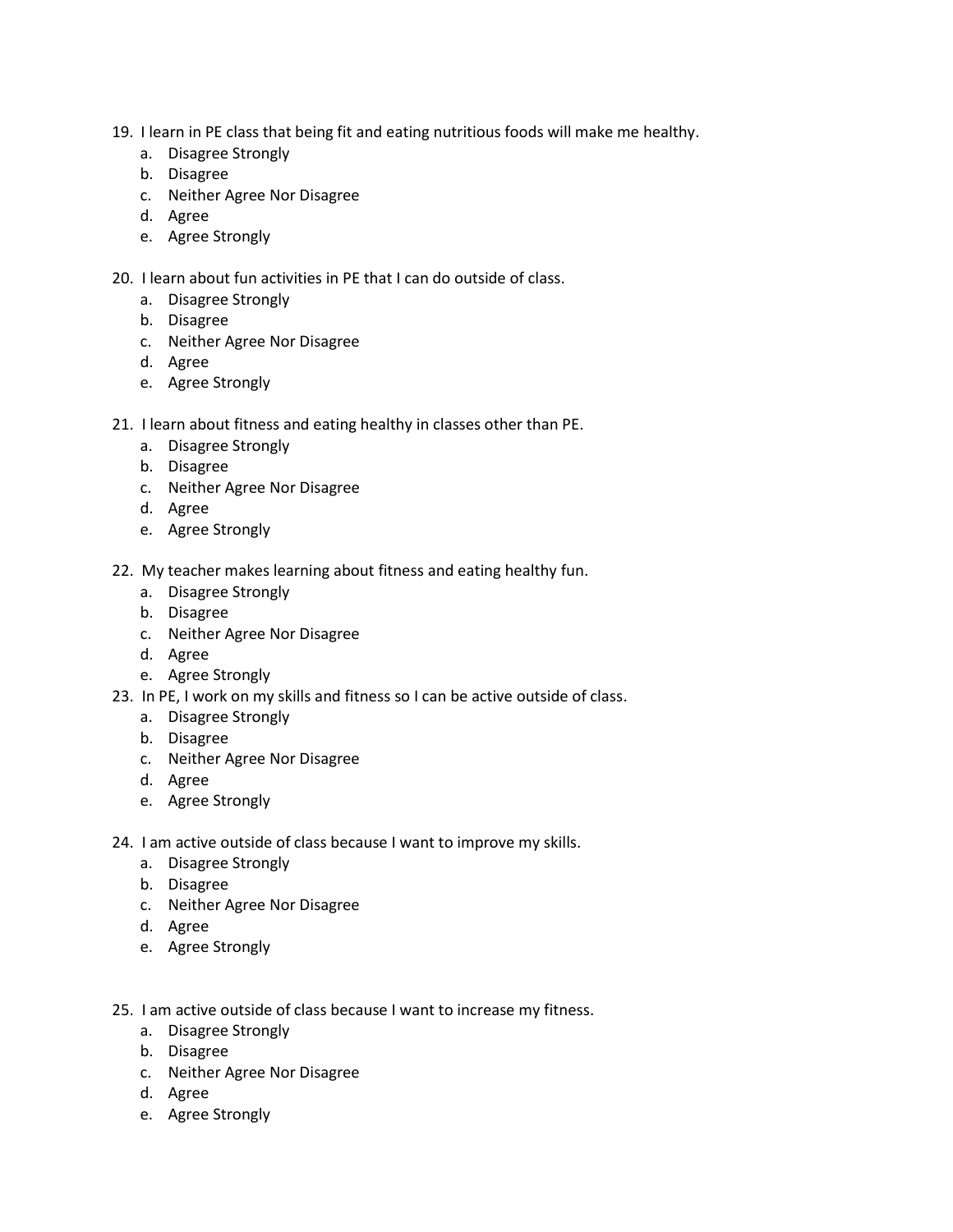19. I learn in PE class that being fit and eating nutritious foods will make me healthy.
    a. Disagree Strongly
    b. Disagree
    c. Neither Agree Nor Disagree
    d. Agree
    e. Agree Strongly

20. I learn about fun activities in PE that I can do outside of class.
    a. Disagree Strongly
    b. Disagree
    c. Neither Agree Nor Disagree
    d. Agree
    e. Agree Strongly

21. I learn about fitness and eating healthy in classes other than PE.
    a. Disagree Strongly
    b. Disagree
    c. Neither Agree Nor Disagree
    d. Agree
    e. Agree Strongly

22. My teacher makes learning about fitness and eating healthy fun.
    a. Disagree Strongly
    b. Disagree
    c. Neither Agree Nor Disagree
    d. Agree
    e. Agree Strongly

23. In PE, I work on my skills and fitness so I can be active outside of class.
    a. Disagree Strongly
    b. Disagree
    c. Neither Agree Nor Disagree
    d. Agree
    e. Agree Strongly

24. I am active outside of class because I want to improve my skills.
    a. Disagree Strongly
    b. Disagree
    c. Neither Agree Nor Disagree
    d. Agree
    e. Agree Strongly

25. I am active outside of class because I want to increase my fitness.
    a. Disagree Strongly
    b. Disagree
    c. Neither Agree Nor Disagree
    d. Agree
    e. Agree Strongly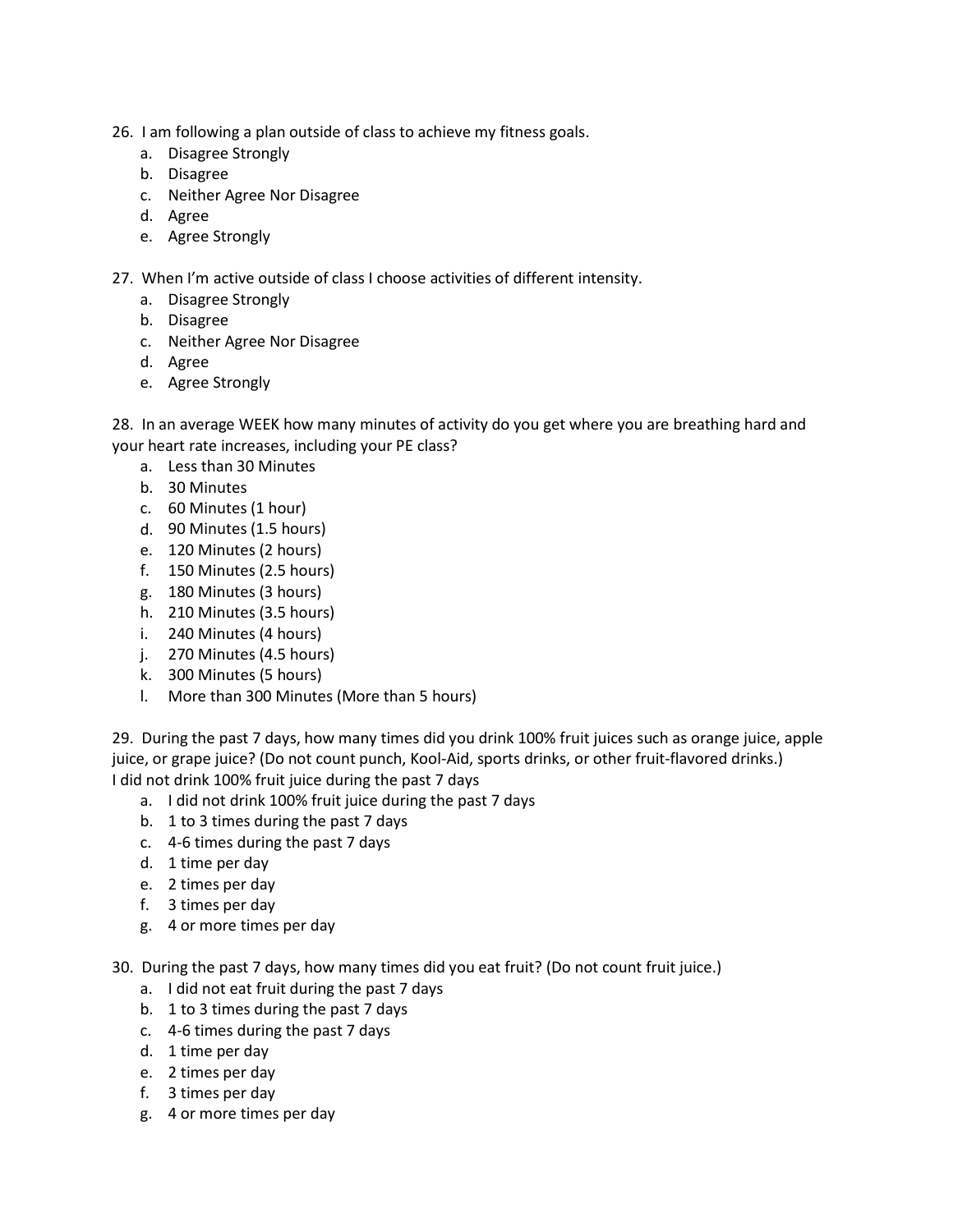26. I am following a plan outside of class to achieve my fitness goals.
    a. Disagree Strongly
    b. Disagree
    c. Neither Agree Nor Disagree
    d. Agree
    e. Agree Strongly

27. When I'm active outside of class I choose activities of different intensity.
    a. Disagree Strongly
    b. Disagree
    c. Neither Agree Nor Disagree
    d. Agree
    e. Agree Strongly

28. In an average WEEK how many minutes of activity do you get where you are breathing hard and your heart rate increases, including your PE class?
    a. Less than 30 Minutes
    b. 30 Minutes
    c. 60 Minutes (1 hour)
    d. 90 Minutes (1.5 hours)
    e. 120 Minutes (2 hours)
    f. 150 Minutes (2.5 hours)
    g. 180 Minutes (3 hours)
    h. 210 Minutes (3.5 hours)
    i. 240 Minutes (4 hours)
    j. 270 Minutes (4.5 hours)
    k. 300 Minutes (5 hours)
    l. More than 300 Minutes (More than 5 hours)

29. During the past 7 days, how many times did you drink 100% fruit juices such as orange juice, apple juice, or grape juice? (Do not count punch, Kool-Aid, sports drinks, or other fruit-flavored drinks.)
I did not drink 100% fruit juice during the past 7 days
    a. I did not drink 100% fruit juice during the past 7 days
    b. 1 to 3 times during the past 7 days
    c. 4-6 times during the past 7 days
    d. 1 time per day
    e. 2 times per day
    f. 3 times per day
    g. 4 or more times per day

30. During the past 7 days, how many times did you eat fruit? (Do not count fruit juice.)
    a. I did not eat fruit during the past 7 days
    b. 1 to 3 times during the past 7 days
    c. 4-6 times during the past 7 days
    d. 1 time per day
    e. 2 times per day
    f. 3 times per day
    g. 4 or more times per day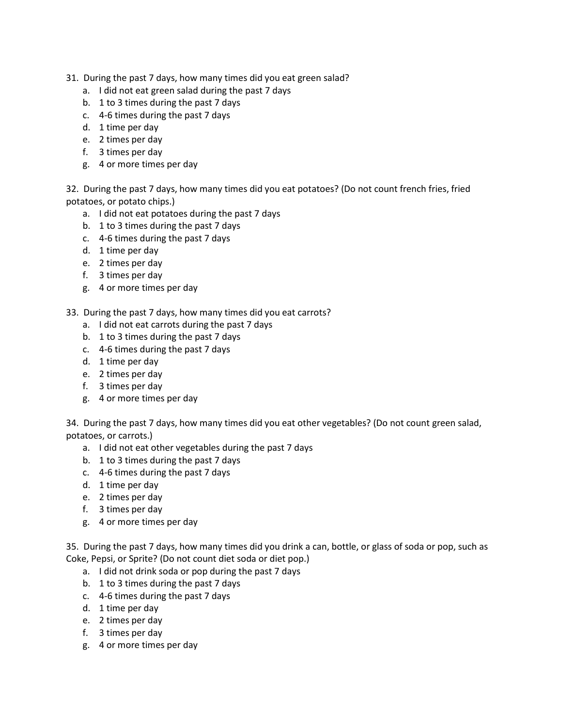31. During the past 7 days, how many times did you eat green salad?
    a. I did not eat green salad during the past 7 days
    b. 1 to 3 times during the past 7 days
    c. 4-6 times during the past 7 days
    d. 1 time per day
    e. 2 times per day
    f. 3 times per day
    g. 4 or more times per day

32. During the past 7 days, how many times did you eat potatoes? (Do not count french fries, fried potatoes, or potato chips.)
    a. I did not eat potatoes during the past 7 days
    b. 1 to 3 times during the past 7 days
    c. 4-6 times during the past 7 days
    d. 1 time per day
    e. 2 times per day
    f. 3 times per day
    g. 4 or more times per day

33. During the past 7 days, how many times did you eat carrots?
    a. I did not eat carrots during the past 7 days
    b. 1 to 3 times during the past 7 days
    c. 4-6 times during the past 7 days
    d. 1 time per day
    e. 2 times per day
    f. 3 times per day
    g. 4 or more times per day

34. During the past 7 days, how many times did you eat other vegetables? (Do not count green salad, potatoes, or carrots.)
    a. I did not eat other vegetables during the past 7 days
    b. 1 to 3 times during the past 7 days
    c. 4-6 times during the past 7 days
    d. 1 time per day
    e. 2 times per day
    f. 3 times per day
    g. 4 or more times per day

35. During the past 7 days, how many times did you drink a can, bottle, or glass of soda or pop, such as Coke, Pepsi, or Sprite? (Do not count diet soda or diet pop.)
    a. I did not drink soda or pop during the past 7 days
    b. 1 to 3 times during the past 7 days
    c. 4-6 times during the past 7 days
    d. 1 time per day
    e. 2 times per day
    f. 3 times per day
    g. 4 or more times per day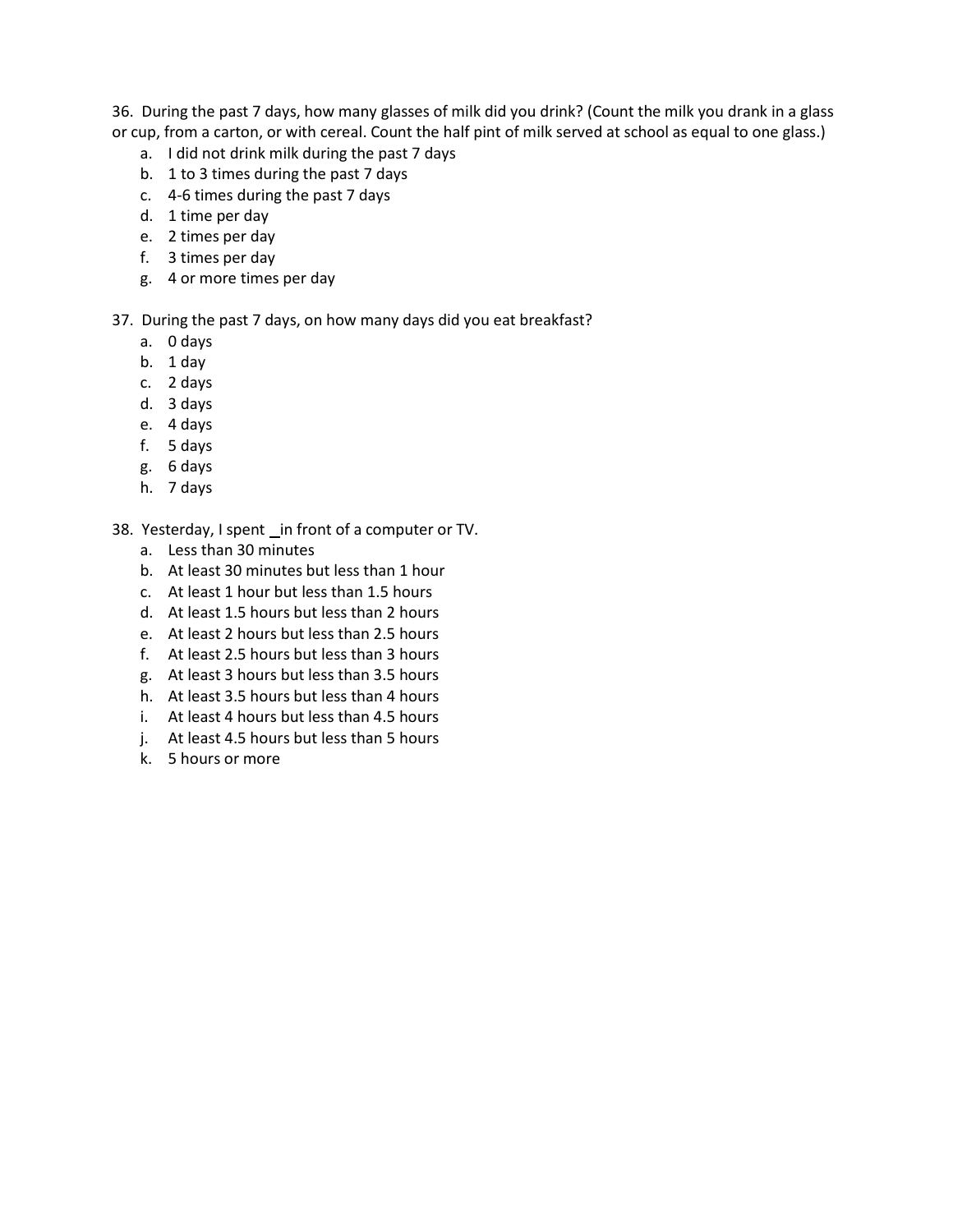36. During the past 7 days, how many glasses of milk did you drink? (Count the milk you drank in a glass or cup, from a carton, or with cereal. Count the half pint of milk served at school as equal to one glass.)
    a. I did not drink milk during the past 7 days
    b. 1 to 3 times during the past 7 days
    c. 4-6 times during the past 7 days
    d. 1 time per day
    e. 2 times per day
    f. 3 times per day
    g. 4 or more times per day

37. During the past 7 days, on how many days did you eat breakfast?
    a. 0 days
    b. 1 day
    c. 2 days
    d. 3 days
    e. 4 days
    f. 5 days
    g. 6 days
    h. 7 days

38. Yesterday, I spent _in front of a computer or TV.
    a. Less than 30 minutes
    b. At least 30 minutes but less than 1 hour
    c. At least 1 hour but less than 1.5 hours
    d. At least 1.5 hours but less than 2 hours
    e. At least 2 hours but less than 2.5 hours
    f. At least 2.5 hours but less than 3 hours
    g. At least 3 hours but less than 3.5 hours
    h. At least 3.5 hours but less than 4 hours
    i. At least 4 hours but less than 4.5 hours
    j. At least 4.5 hours but less than 5 hours
    k. 5 hours or more